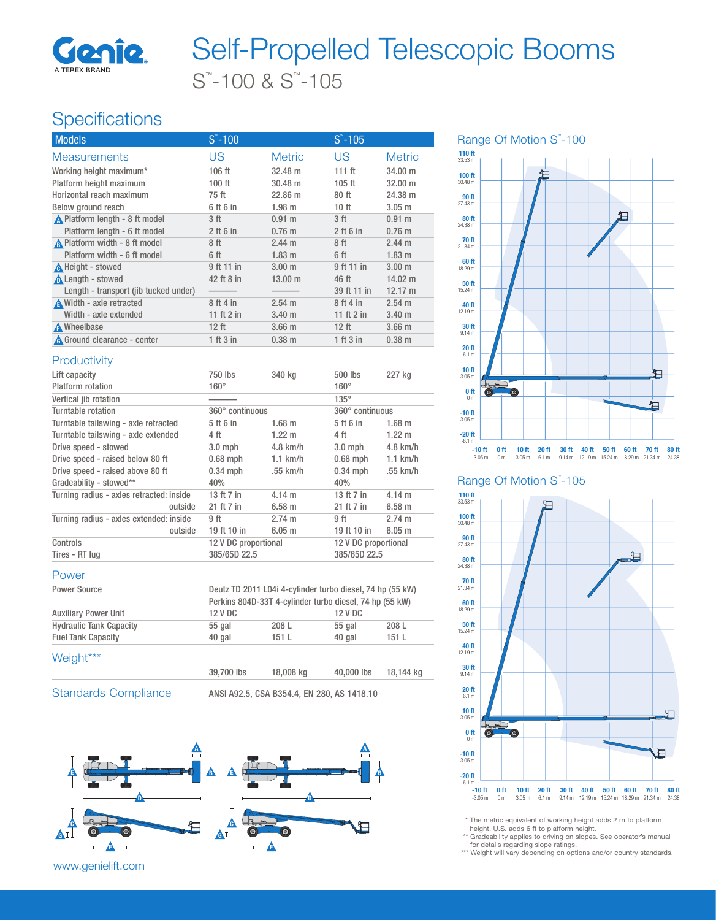# Self-Propelled Telescopic Booms

## S™-100 & S™-105

## Specifications

| Models | S™-100 | | S™-105 | |
|---|---|---|---|---|
| **Measurements** | **US** | **Metric** | **US** | **Metric** |
| Working height maximum* | 106 ft | 32.48 m | 111 ft | 34.00 m |
| Platform height maximum | 100 ft | 30.48 m | 105 ft | 32.00 m |
| Horizontal reach maximum | 75 ft | 22.86 m | 80 ft | 24.38 m |
| Below ground reach | 6 ft 6 in | 1.98 m | 10 ft | 3.05 m |
| A Platform length - 8 ft model | 3 ft | 0.91 m | 3 ft | 0.91 m |
| Platform length - 6 ft model | 2 ft 6 in | 0.76 m | 2 ft 6 in | 0.76 m |
| B Platform width - 8 ft model | 8 ft | 2.44 m | 8 ft | 2.44 m |
| Platform width - 6 ft model | 6 ft | 1.83 m | 6 ft | 1.83 m |
| C Height - stowed | 9 ft 11 in | 3.00 m | 9 ft 11 in | 3.00 m |
| D Length - stowed | 42 ft 8 in | 13.00 m | 46 ft | 14.02 m |
| Length - transport (jib tucked under) | ——— | ——— | 39 ft 11 in | 12.17 m |
| E Width - axle retracted | 8 ft 4 in | 2.54 m | 8 ft 4 in | 2.54 m |
| Width - axle extended | 11 ft 2 in | 3.40 m | 11 ft 2 in | 3.40 m |
| F Wheelbase | 12 ft | 3.66 m | 12 ft | 3.66 m |
| G Ground clearance - center | 1 ft 3 in | 0.38 m | 1 ft 3 in | 0.38 m |

### Productivity

| | | | | |
|---|---|---|---|---|
| Lift capacity | 750 lbs | 340 kg | 500 lbs | 227 kg |
| Platform rotation | 160° | | 160° | |
| Vertical jib rotation | ——— | | 135° | |
| Turntable rotation | 360° continuous | | 360° continuous | |
| Turntable tailswing - axle retracted | 5 ft 6 in | 1.68 m | 5 ft 6 in | 1.68 m |
| Turntable tailswing - axle extended | 4 ft | 1.22 m | 4 ft | 1.22 m |
| Drive speed - stowed | 3.0 mph | 4.8 km/h | 3.0 mph | 4.8 km/h |
| Drive speed - raised below 80 ft | 0.68 mph | 1.1 km/h | 0.68 mph | 1.1 km/h |
| Drive speed - raised above 80 ft | 0.34 mph | .55 km/h | 0.34 mph | .55 km/h |
| Gradeability - stowed** | 40% | | 40% | |
| Turning radius - axles retracted: inside | 13 ft 7 in | 4.14 m | 13 ft 7 in | 4.14 m |
| outside | 21 ft 7 in | 6.58 m | 21 ft 7 in | 6.58 m |
| Turning radius - axles extended: inside | 9 ft | 2.74 m | 9 ft | 2.74 m |
| outside | 19 ft 10 in | 6.05 m | 19 ft 10 in | 6.05 m |
| Controls | 12 V DC proportional | | 12 V DC proportional | |
| Tires - RT lug | 385/65D 22.5 | | 385/65D 22.5 | |

### Power

| | | | | |
|---|---|---|---|---|
| Power Source | Deutz TD 2011 L04i 4-cylinder turbo diesel, 74 hp (55 kW) | | | |
| | Perkins 804D-33T 4-cylinder turbo diesel, 74 hp (55 kW) | | | |
| Auxiliary Power Unit | 12 V DC | | 12 V DC | |
| Hydraulic Tank Capacity | 55 gal | 208 L | 55 gal | 208 L |
| Fuel Tank Capacity | 40 gal | 151 L | 40 gal | 151 L |

### Weight***

| | | | | |
|---|---|---|---|---|
| | 39,700 lbs | 18,008 kg | 40,000 lbs | 18,144 kg |

### Standards Compliance

ANSI A92.5, CSA B354.4, EN 280, AS 1418.10

## Range Of Motion S™-100

## Range Of Motion S™-105

\* The metric equivalent of working height adds 2 m to platform height. U.S. adds 6 ft to platform height.
\*\* Gradeability applies to driving on slopes. See operator's manual for details regarding slope ratings.
\*\*\* Weight will vary depending on options and/or country standards.

www.genielift.com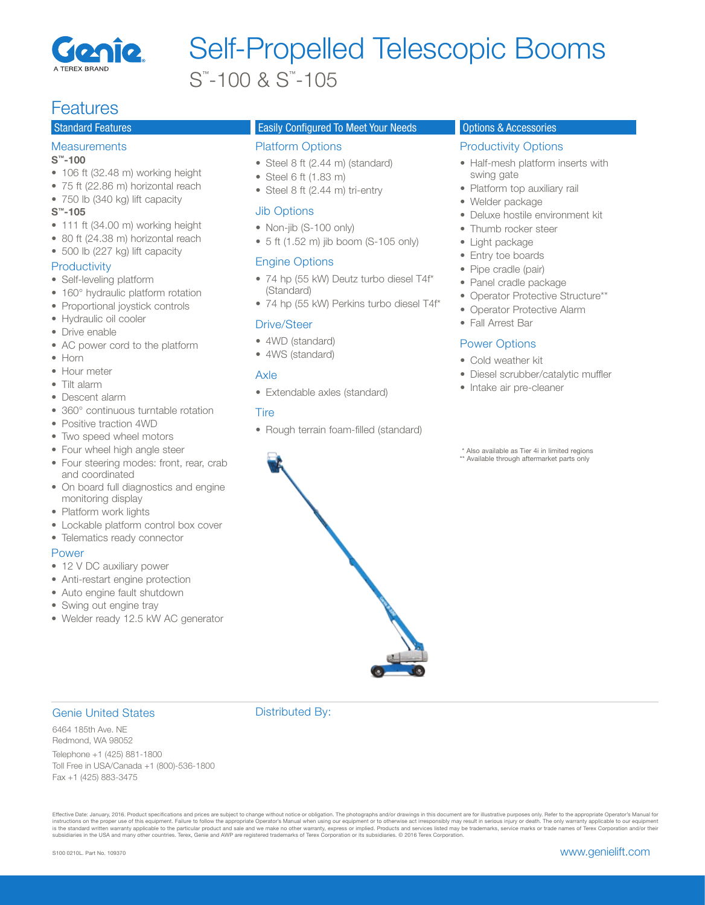# Self-Propelled Telescopic Booms

S™-100 & S™-105

## Features

### Standard Features

#### Measurements

**S™-100**

- 106 ft (32.48 m) working height
- 75 ft (22.86 m) horizontal reach
- 750 lb (340 kg) lift capacity

**S™-105**

- 111 ft (34.00 m) working height
- 80 ft (24.38 m) horizontal reach
- 500 lb (227 kg) lift capacity

#### Productivity

- Self-leveling platform
- 160° hydraulic platform rotation
- Proportional joystick controls
- Hydraulic oil cooler
- Drive enable
- AC power cord to the platform
- Horn
- Hour meter
- Tilt alarm
- Descent alarm
- 360° continuous turntable rotation
- Positive traction 4WD
- Two speed wheel motors
- Four wheel high angle steer
- Four steering modes: front, rear, crab and coordinated
- On board full diagnostics and engine monitoring display
- Platform work lights
- Lockable platform control box cover
- Telematics ready connector

#### Power

- 12 V DC auxiliary power
- Anti-restart engine protection
- Auto engine fault shutdown
- Swing out engine tray
- Welder ready 12.5 kW AC generator

### Easily Configured To Meet Your Needs

#### Platform Options

- Steel 8 ft (2.44 m) (standard)
- Steel 6 ft (1.83 m)
- Steel 8 ft (2.44 m) tri-entry

#### Jib Options

- Non-jib (S-100 only)
- 5 ft (1.52 m) jib boom (S-105 only)

#### Engine Options

- 74 hp (55 kW) Deutz turbo diesel T4f* (Standard)
- 74 hp (55 kW) Perkins turbo diesel T4f*

#### Drive/Steer

- 4WD (standard)
- 4WS (standard)

#### Axle

- Extendable axles (standard)

#### Tire

- Rough terrain foam-filled (standard)

### Options & Accessories

#### Productivity Options

- Half-mesh platform inserts with swing gate
- Platform top auxiliary rail
- Welder package
- Deluxe hostile environment kit
- Thumb rocker steer
- Light package
- Entry toe boards
- Pipe cradle (pair)
- Panel cradle package
- Operator Protective Structure**
- Operator Protective Alarm
- Fall Arrest Bar

#### Power Options

- Cold weather kit
- Diesel scrubber/catalytic muffler
- Intake air pre-cleaner

\* Also available as Tier 4i in limited regions
** Available through aftermarket parts only

### Genie United States

6464 185th Ave. NE
Redmond, WA 98052

Telephone +1 (425) 881-1800
Toll Free in USA/Canada +1 (800)-536-1800
Fax +1 (425) 883-3475

Distributed By:

Effective Date: January, 2016. Product specifications and prices are subject to change without notice or obligation. The photographs and/or drawings in this document are for illustrative purposes only. Refer to the appropriate Operator's Manual for instructions on the proper use of this equipment. Failure to follow the appropriate Operator's Manual when using our equipment or to otherwise act irresponsibly may result in serious injury or death. The only warranty applicable to our equipment is the standard written warranty applicable to the particular product and sale and we make no other warranty, express or implied. Products and services listed may be trademarks, service marks or trade names of Terex Corporation and/or their subsidiaries in the USA and many other countries. Terex, Genie and AWP are registered trademarks of Terex Corporation or its subsidiaries. © 2016 Terex Corporation.

S100 0210L. Part No. 109370

www.genielift.com